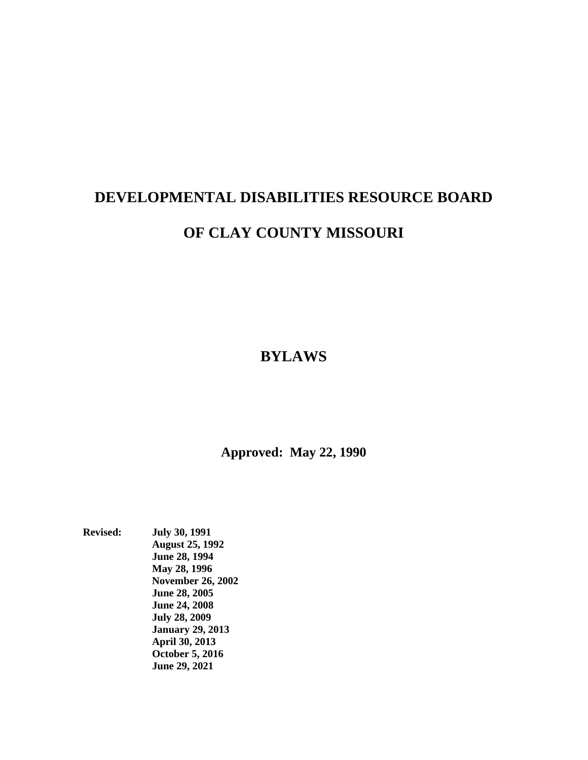# DEVELOPMENTAL DISABILITIES RESOURCE BOARD

# OF CLAY COUNTY MISSOURI

## BYLAWS

**Approved: May 22, 1990**

**Revised:**
**July 30, 1991**
**August 25, 1992**
**June 28, 1994**
**May 28, 1996**
**November 26, 2002**
**June 28, 2005**
**June 24, 2008**
**July 28, 2009**
**January 29, 2013**
**April 30, 2013**
**October 5, 2016**
**June 29, 2021**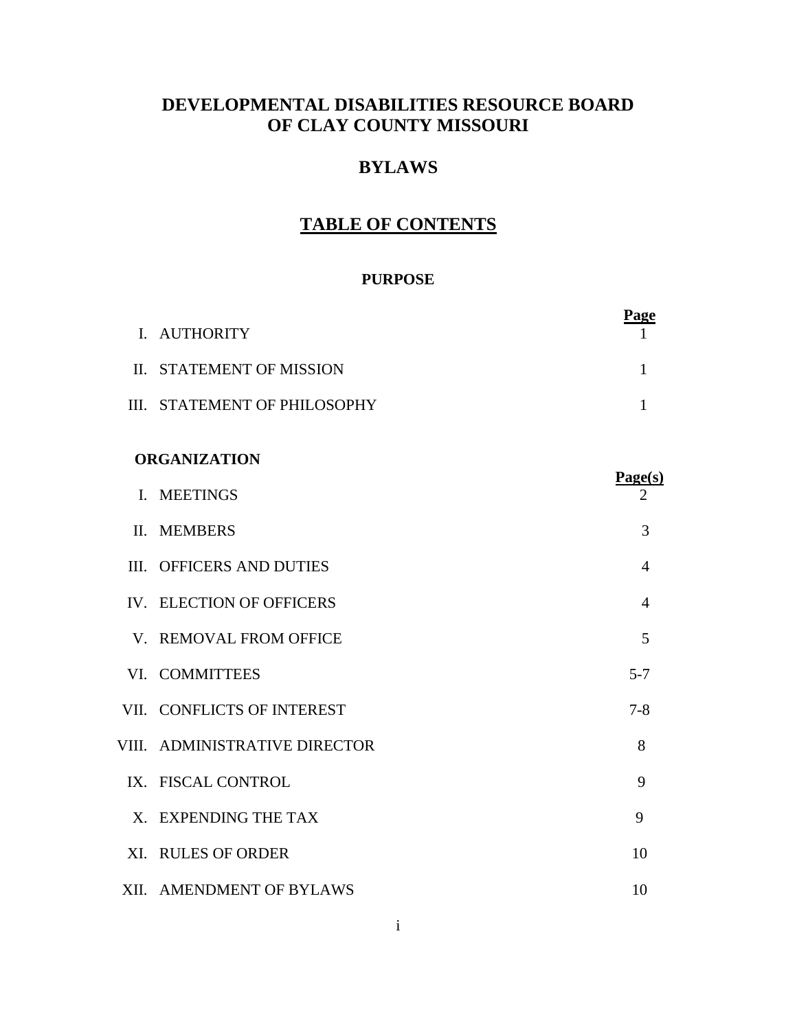# DEVELOPMENTAL DISABILITIES RESOURCE BOARD OF CLAY COUNTY MISSOURI

## BYLAWS

## TABLE OF CONTENTS

### PURPOSE

| | | Page |
|---|---|---|
| I. | AUTHORITY | 1 |
| II. | STATEMENT OF MISSION | 1 |
| III. | STATEMENT OF PHILOSOPHY | 1 |

### ORGANIZATION

| | | Page(s) |
|---|---|---|
| I. | MEETINGS | 2 |
| II. | MEMBERS | 3 |
| III. | OFFICERS AND DUTIES | 4 |
| IV. | ELECTION OF OFFICERS | 4 |
| V. | REMOVAL FROM OFFICE | 5 |
| VI. | COMMITTEES | 5-7 |
| VII. | CONFLICTS OF INTEREST | 7-8 |
| VIII. | ADMINISTRATIVE DIRECTOR | 8 |
| IX. | FISCAL CONTROL | 9 |
| X. | EXPENDING THE TAX | 9 |
| XI. | RULES OF ORDER | 10 |
| XII. | AMENDMENT OF BYLAWS | 10 |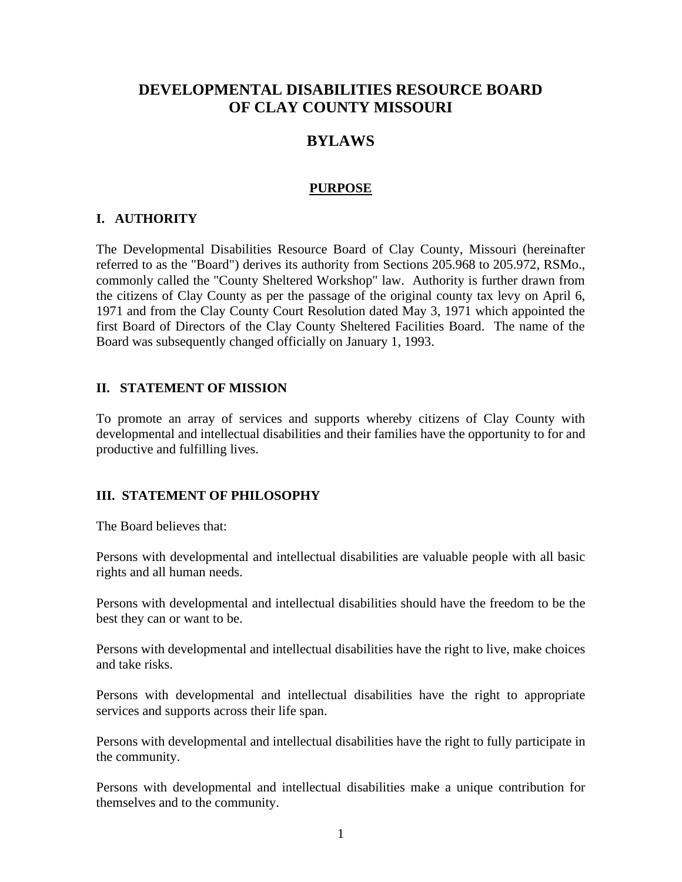# DEVELOPMENTAL DISABILITIES RESOURCE BOARD OF CLAY COUNTY MISSOURI

# BYLAWS

## PURPOSE

### I. AUTHORITY

The Developmental Disabilities Resource Board of Clay County, Missouri (hereinafter referred to as the "Board") derives its authority from Sections 205.968 to 205.972, RSMo., commonly called the "County Sheltered Workshop" law. Authority is further drawn from the citizens of Clay County as per the passage of the original county tax levy on April 6, 1971 and from the Clay County Court Resolution dated May 3, 1971 which appointed the first Board of Directors of the Clay County Sheltered Facilities Board. The name of the Board was subsequently changed officially on January 1, 1993.

### II. STATEMENT OF MISSION

To promote an array of services and supports whereby citizens of Clay County with developmental and intellectual disabilities and their families have the opportunity to for and productive and fulfilling lives.

### III. STATEMENT OF PHILOSOPHY

The Board believes that:

Persons with developmental and intellectual disabilities are valuable people with all basic rights and all human needs.

Persons with developmental and intellectual disabilities should have the freedom to be the best they can or want to be.

Persons with developmental and intellectual disabilities have the right to live, make choices and take risks.

Persons with developmental and intellectual disabilities have the right to appropriate services and supports across their life span.

Persons with developmental and intellectual disabilities have the right to fully participate in the community.

Persons with developmental and intellectual disabilities make a unique contribution for themselves and to the community.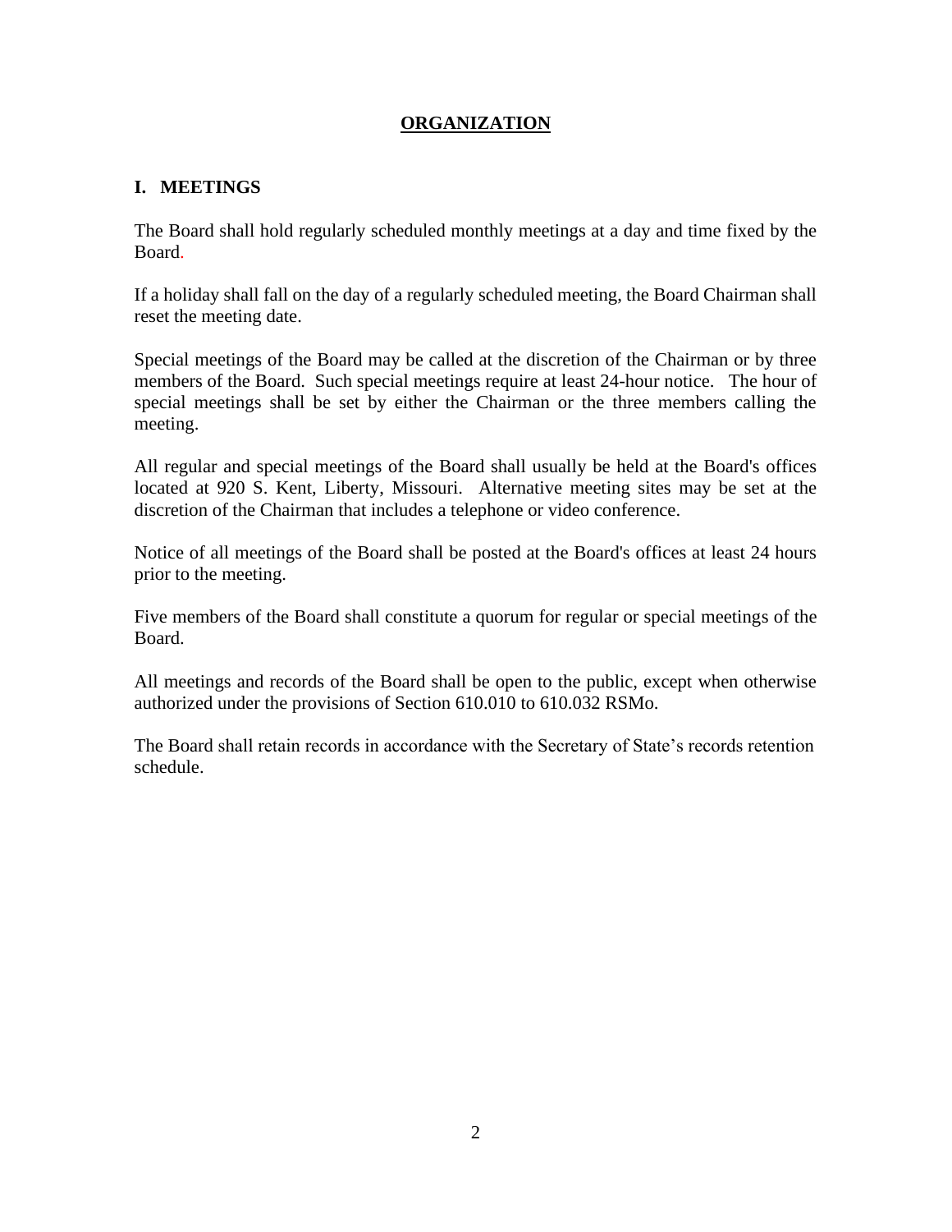# ORGANIZATION

## I. MEETINGS

The Board shall hold regularly scheduled monthly meetings at a day and time fixed by the Board.

If a holiday shall fall on the day of a regularly scheduled meeting, the Board Chairman shall reset the meeting date.

Special meetings of the Board may be called at the discretion of the Chairman or by three members of the Board. Such special meetings require at least 24-hour notice. The hour of special meetings shall be set by either the Chairman or the three members calling the meeting.

All regular and special meetings of the Board shall usually be held at the Board's offices located at 920 S. Kent, Liberty, Missouri. Alternative meeting sites may be set at the discretion of the Chairman that includes a telephone or video conference.

Notice of all meetings of the Board shall be posted at the Board's offices at least 24 hours prior to the meeting.

Five members of the Board shall constitute a quorum for regular or special meetings of the Board.

All meetings and records of the Board shall be open to the public, except when otherwise authorized under the provisions of Section 610.010 to 610.032 RSMo.

The Board shall retain records in accordance with the Secretary of State's records retention schedule.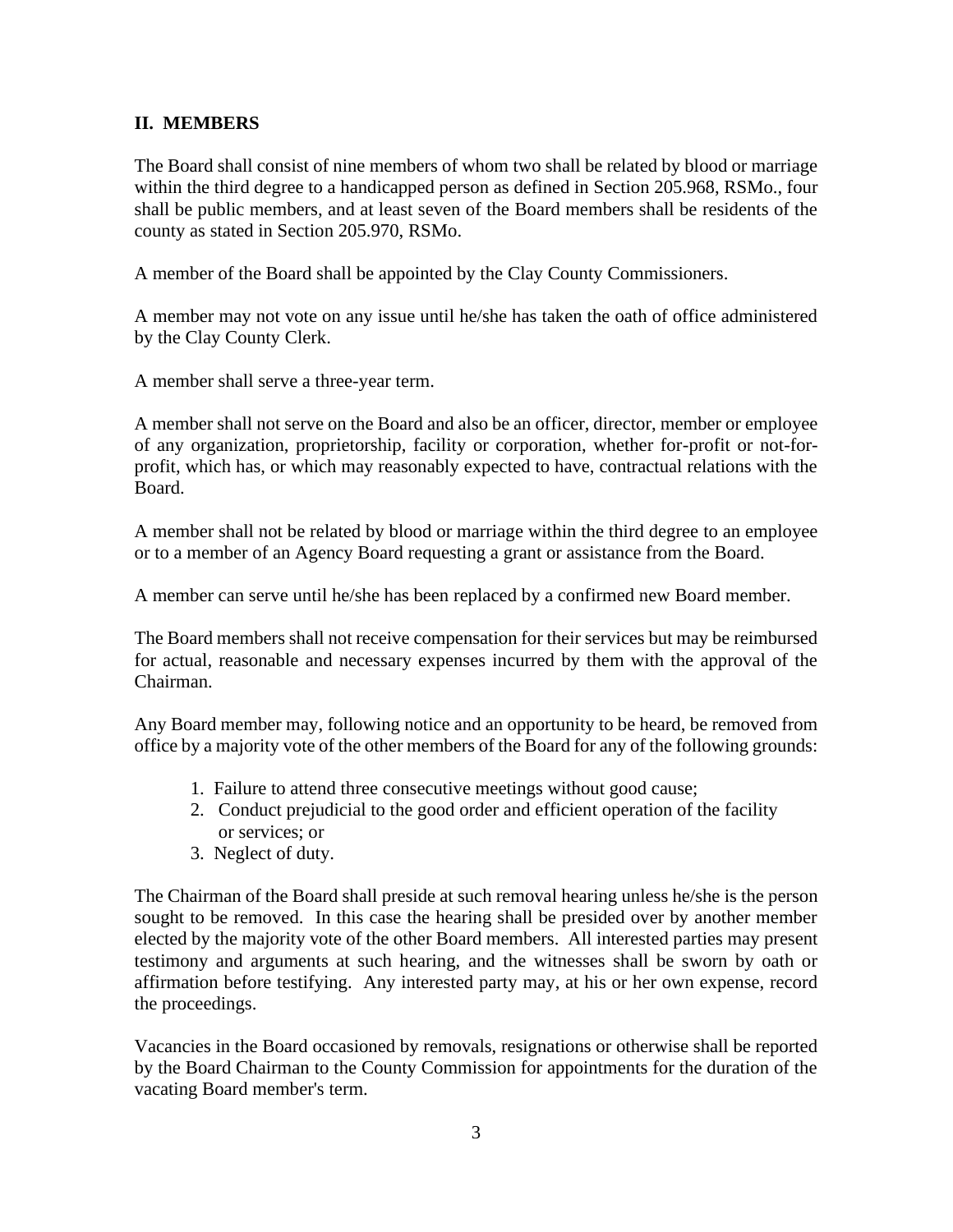## II. MEMBERS

The Board shall consist of nine members of whom two shall be related by blood or marriage within the third degree to a handicapped person as defined in Section 205.968, RSMo., four shall be public members, and at least seven of the Board members shall be residents of the county as stated in Section 205.970, RSMo.

A member of the Board shall be appointed by the Clay County Commissioners.

A member may not vote on any issue until he/she has taken the oath of office administered by the Clay County Clerk.

A member shall serve a three-year term.

A member shall not serve on the Board and also be an officer, director, member or employee of any organization, proprietorship, facility or corporation, whether for-profit or not-for-profit, which has, or which may reasonably expected to have, contractual relations with the Board.

A member shall not be related by blood or marriage within the third degree to an employee or to a member of an Agency Board requesting a grant or assistance from the Board.

A member can serve until he/she has been replaced by a confirmed new Board member.

The Board members shall not receive compensation for their services but may be reimbursed for actual, reasonable and necessary expenses incurred by them with the approval of the Chairman.

Any Board member may, following notice and an opportunity to be heard, be removed from office by a majority vote of the other members of the Board for any of the following grounds:

1. Failure to attend three consecutive meetings without good cause;
2. Conduct prejudicial to the good order and efficient operation of the facility or services; or
3. Neglect of duty.

The Chairman of the Board shall preside at such removal hearing unless he/she is the person sought to be removed. In this case the hearing shall be presided over by another member elected by the majority vote of the other Board members. All interested parties may present testimony and arguments at such hearing, and the witnesses shall be sworn by oath or affirmation before testifying. Any interested party may, at his or her own expense, record the proceedings.

Vacancies in the Board occasioned by removals, resignations or otherwise shall be reported by the Board Chairman to the County Commission for appointments for the duration of the vacating Board member's term.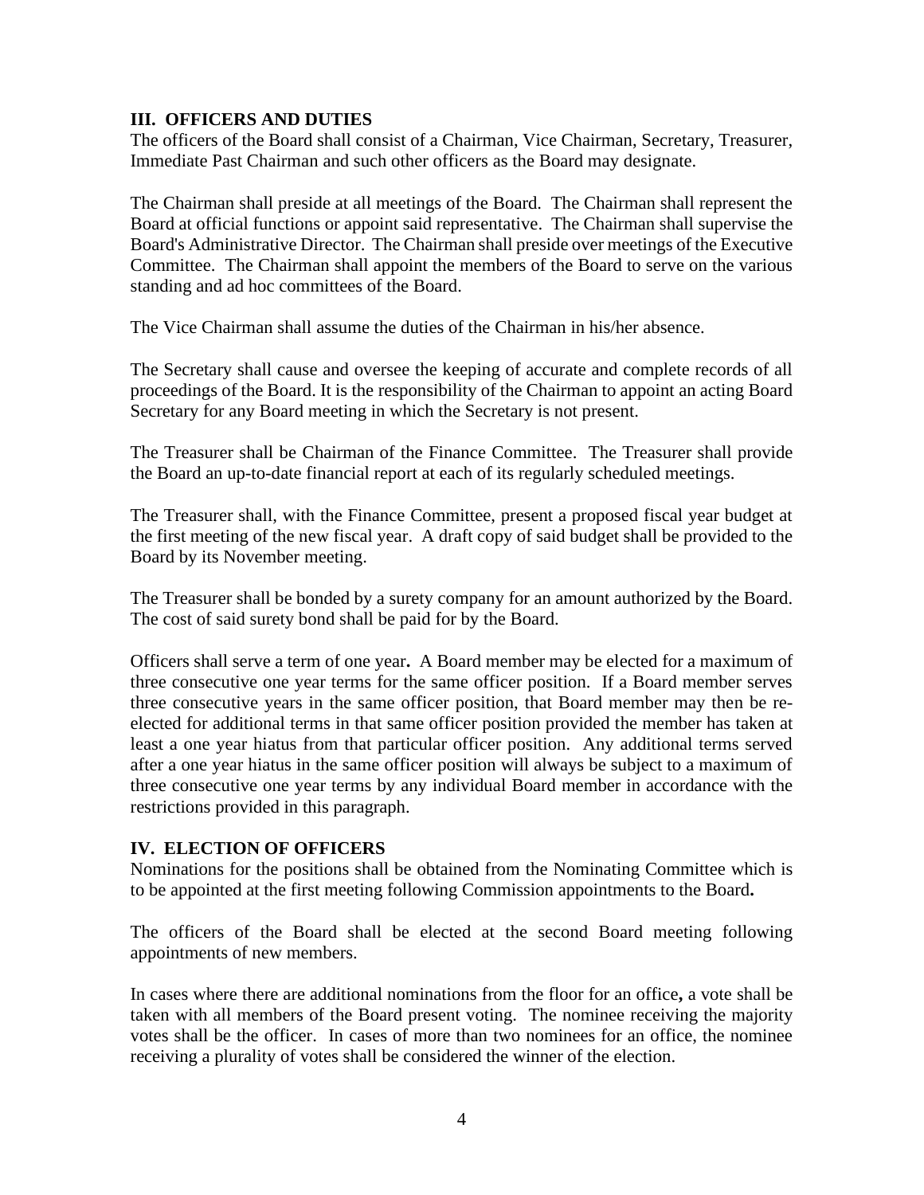## III. OFFICERS AND DUTIES

The officers of the Board shall consist of a Chairman, Vice Chairman, Secretary, Treasurer, Immediate Past Chairman and such other officers as the Board may designate.

The Chairman shall preside at all meetings of the Board. The Chairman shall represent the Board at official functions or appoint said representative. The Chairman shall supervise the Board's Administrative Director. The Chairman shall preside over meetings of the Executive Committee. The Chairman shall appoint the members of the Board to serve on the various standing and ad hoc committees of the Board.

The Vice Chairman shall assume the duties of the Chairman in his/her absence.

The Secretary shall cause and oversee the keeping of accurate and complete records of all proceedings of the Board. It is the responsibility of the Chairman to appoint an acting Board Secretary for any Board meeting in which the Secretary is not present.

The Treasurer shall be Chairman of the Finance Committee. The Treasurer shall provide the Board an up-to-date financial report at each of its regularly scheduled meetings.

The Treasurer shall, with the Finance Committee, present a proposed fiscal year budget at the first meeting of the new fiscal year. A draft copy of said budget shall be provided to the Board by its November meeting.

The Treasurer shall be bonded by a surety company for an amount authorized by the Board. The cost of said surety bond shall be paid for by the Board.

Officers shall serve a term of one year**.** A Board member may be elected for a maximum of three consecutive one year terms for the same officer position. If a Board member serves three consecutive years in the same officer position, that Board member may then be re-elected for additional terms in that same officer position provided the member has taken at least a one year hiatus from that particular officer position. Any additional terms served after a one year hiatus in the same officer position will always be subject to a maximum of three consecutive one year terms by any individual Board member in accordance with the restrictions provided in this paragraph.

## IV. ELECTION OF OFFICERS

Nominations for the positions shall be obtained from the Nominating Committee which is to be appointed at the first meeting following Commission appointments to the Board**.**

The officers of the Board shall be elected at the second Board meeting following appointments of new members.

In cases where there are additional nominations from the floor for an office**,** a vote shall be taken with all members of the Board present voting. The nominee receiving the majority votes shall be the officer. In cases of more than two nominees for an office, the nominee receiving a plurality of votes shall be considered the winner of the election.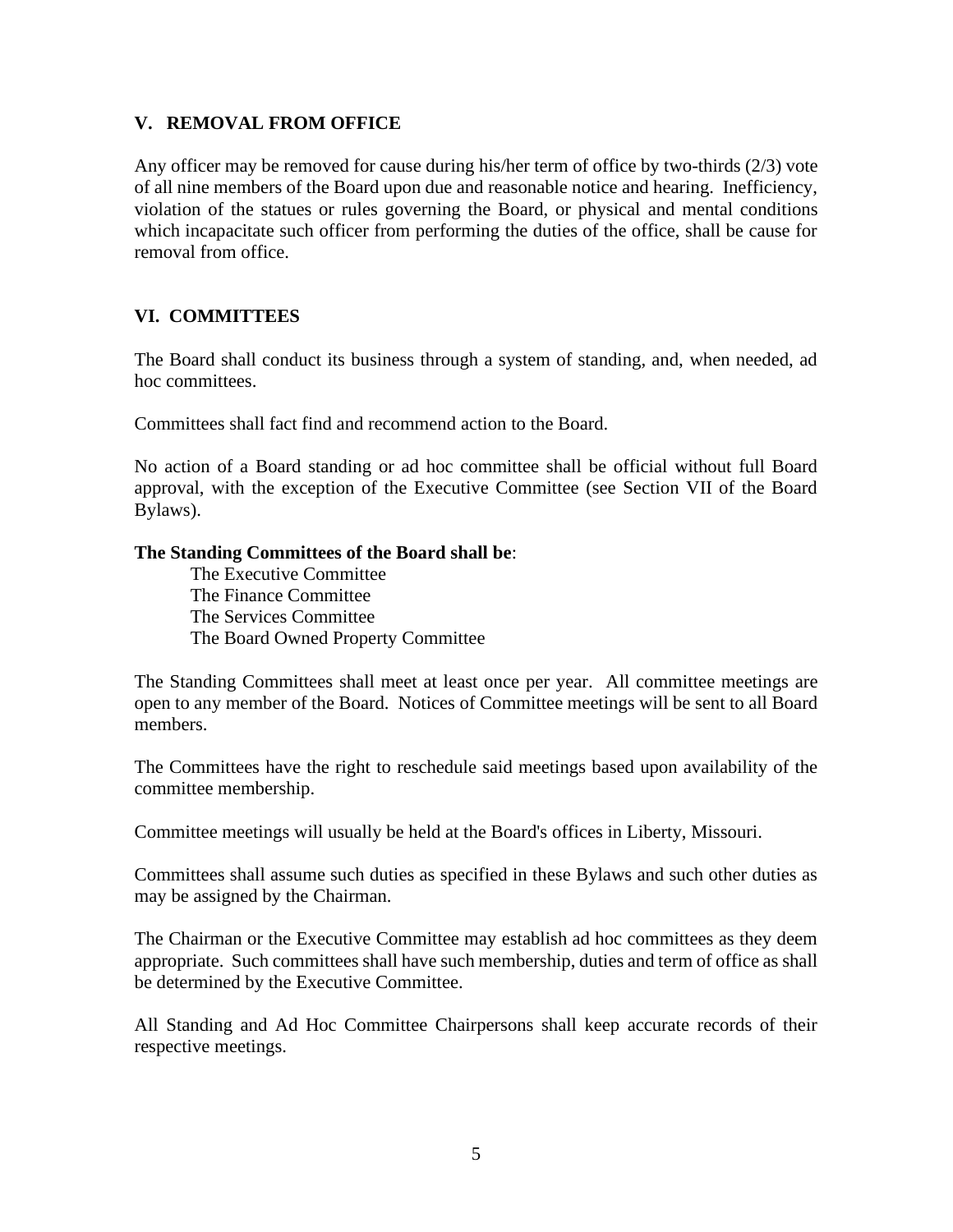## V. REMOVAL FROM OFFICE

Any officer may be removed for cause during his/her term of office by two-thirds (2/3) vote of all nine members of the Board upon due and reasonable notice and hearing. Inefficiency, violation of the statues or rules governing the Board, or physical and mental conditions which incapacitate such officer from performing the duties of the office, shall be cause for removal from office.

## VI. COMMITTEES

The Board shall conduct its business through a system of standing, and, when needed, ad hoc committees.

Committees shall fact find and recommend action to the Board.

No action of a Board standing or ad hoc committee shall be official without full Board approval, with the exception of the Executive Committee (see Section VII of the Board Bylaws).

**The Standing Committees of the Board shall be**:

- The Executive Committee
- The Finance Committee
- The Services Committee
- The Board Owned Property Committee

The Standing Committees shall meet at least once per year. All committee meetings are open to any member of the Board. Notices of Committee meetings will be sent to all Board members.

The Committees have the right to reschedule said meetings based upon availability of the committee membership.

Committee meetings will usually be held at the Board's offices in Liberty, Missouri.

Committees shall assume such duties as specified in these Bylaws and such other duties as may be assigned by the Chairman.

The Chairman or the Executive Committee may establish ad hoc committees as they deem appropriate. Such committees shall have such membership, duties and term of office as shall be determined by the Executive Committee.

All Standing and Ad Hoc Committee Chairpersons shall keep accurate records of their respective meetings.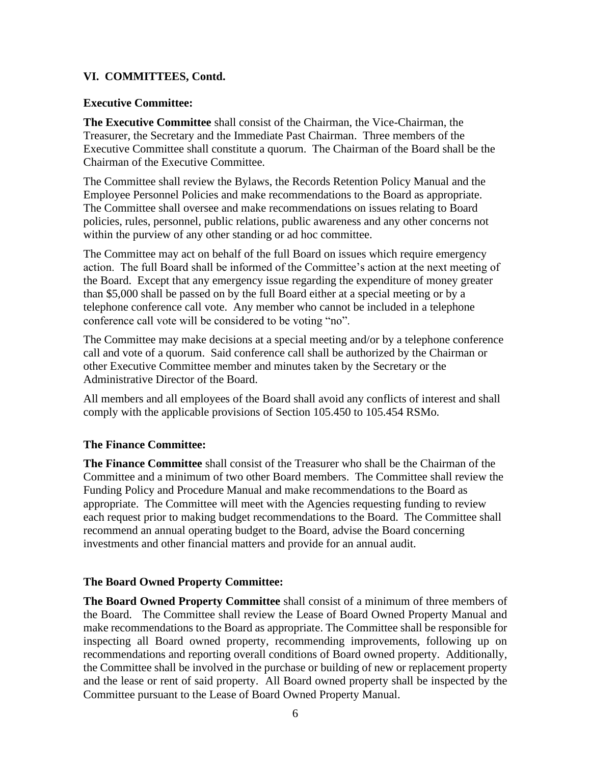## VI. COMMITTEES, Contd.

### Executive Committee:

**The Executive Committee** shall consist of the Chairman, the Vice-Chairman, the Treasurer, the Secretary and the Immediate Past Chairman. Three members of the Executive Committee shall constitute a quorum. The Chairman of the Board shall be the Chairman of the Executive Committee.

The Committee shall review the Bylaws, the Records Retention Policy Manual and the Employee Personnel Policies and make recommendations to the Board as appropriate. The Committee shall oversee and make recommendations on issues relating to Board policies, rules, personnel, public relations, public awareness and any other concerns not within the purview of any other standing or ad hoc committee.

The Committee may act on behalf of the full Board on issues which require emergency action. The full Board shall be informed of the Committee's action at the next meeting of the Board. Except that any emergency issue regarding the expenditure of money greater than $5,000 shall be passed on by the full Board either at a special meeting or by a telephone conference call vote. Any member who cannot be included in a telephone conference call vote will be considered to be voting "no".

The Committee may make decisions at a special meeting and/or by a telephone conference call and vote of a quorum. Said conference call shall be authorized by the Chairman or other Executive Committee member and minutes taken by the Secretary or the Administrative Director of the Board.

All members and all employees of the Board shall avoid any conflicts of interest and shall comply with the applicable provisions of Section 105.450 to 105.454 RSMo.

### The Finance Committee:

**The Finance Committee** shall consist of the Treasurer who shall be the Chairman of the Committee and a minimum of two other Board members. The Committee shall review the Funding Policy and Procedure Manual and make recommendations to the Board as appropriate. The Committee will meet with the Agencies requesting funding to review each request prior to making budget recommendations to the Board. The Committee shall recommend an annual operating budget to the Board, advise the Board concerning investments and other financial matters and provide for an annual audit.

### The Board Owned Property Committee:

**The Board Owned Property Committee** shall consist of a minimum of three members of the Board. The Committee shall review the Lease of Board Owned Property Manual and make recommendations to the Board as appropriate. The Committee shall be responsible for inspecting all Board owned property, recommending improvements, following up on recommendations and reporting overall conditions of Board owned property. Additionally, the Committee shall be involved in the purchase or building of new or replacement property and the lease or rent of said property. All Board owned property shall be inspected by the Committee pursuant to the Lease of Board Owned Property Manual.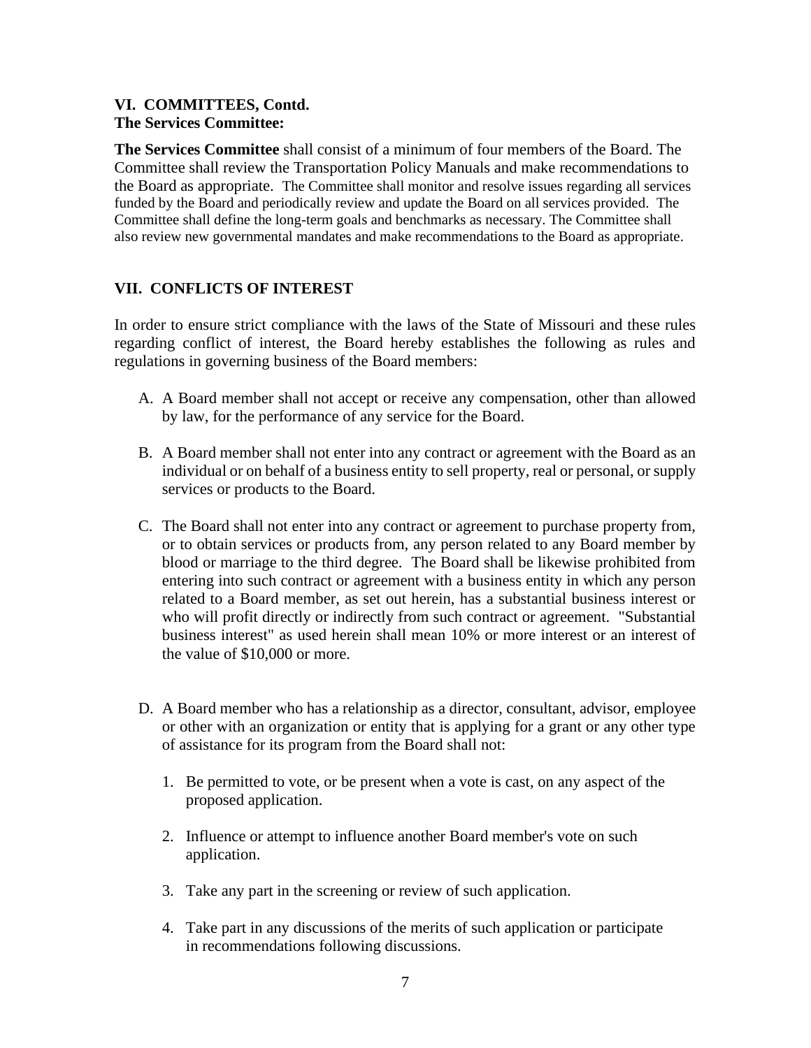## VI. COMMITTEES, Contd.

### The Services Committee:

**The Services Committee** shall consist of a minimum of four members of the Board. The Committee shall review the Transportation Policy Manuals and make recommendations to the Board as appropriate. The Committee shall monitor and resolve issues regarding all services funded by the Board and periodically review and update the Board on all services provided. The Committee shall define the long-term goals and benchmarks as necessary. The Committee shall also review new governmental mandates and make recommendations to the Board as appropriate.

## VII. CONFLICTS OF INTEREST

In order to ensure strict compliance with the laws of the State of Missouri and these rules regarding conflict of interest, the Board hereby establishes the following as rules and regulations in governing business of the Board members:

A. A Board member shall not accept or receive any compensation, other than allowed by law, for the performance of any service for the Board.

B. A Board member shall not enter into any contract or agreement with the Board as an individual or on behalf of a business entity to sell property, real or personal, or supply services or products to the Board.

C. The Board shall not enter into any contract or agreement to purchase property from, or to obtain services or products from, any person related to any Board member by blood or marriage to the third degree. The Board shall be likewise prohibited from entering into such contract or agreement with a business entity in which any person related to a Board member, as set out herein, has a substantial business interest or who will profit directly or indirectly from such contract or agreement. "Substantial business interest" as used herein shall mean 10% or more interest or an interest of the value of $10,000 or more.

D. A Board member who has a relationship as a director, consultant, advisor, employee or other with an organization or entity that is applying for a grant or any other type of assistance for its program from the Board shall not:

   1. Be permitted to vote, or be present when a vote is cast, on any aspect of the proposed application.

   2. Influence or attempt to influence another Board member's vote on such application.

   3. Take any part in the screening or review of such application.

   4. Take part in any discussions of the merits of such application or participate in recommendations following discussions.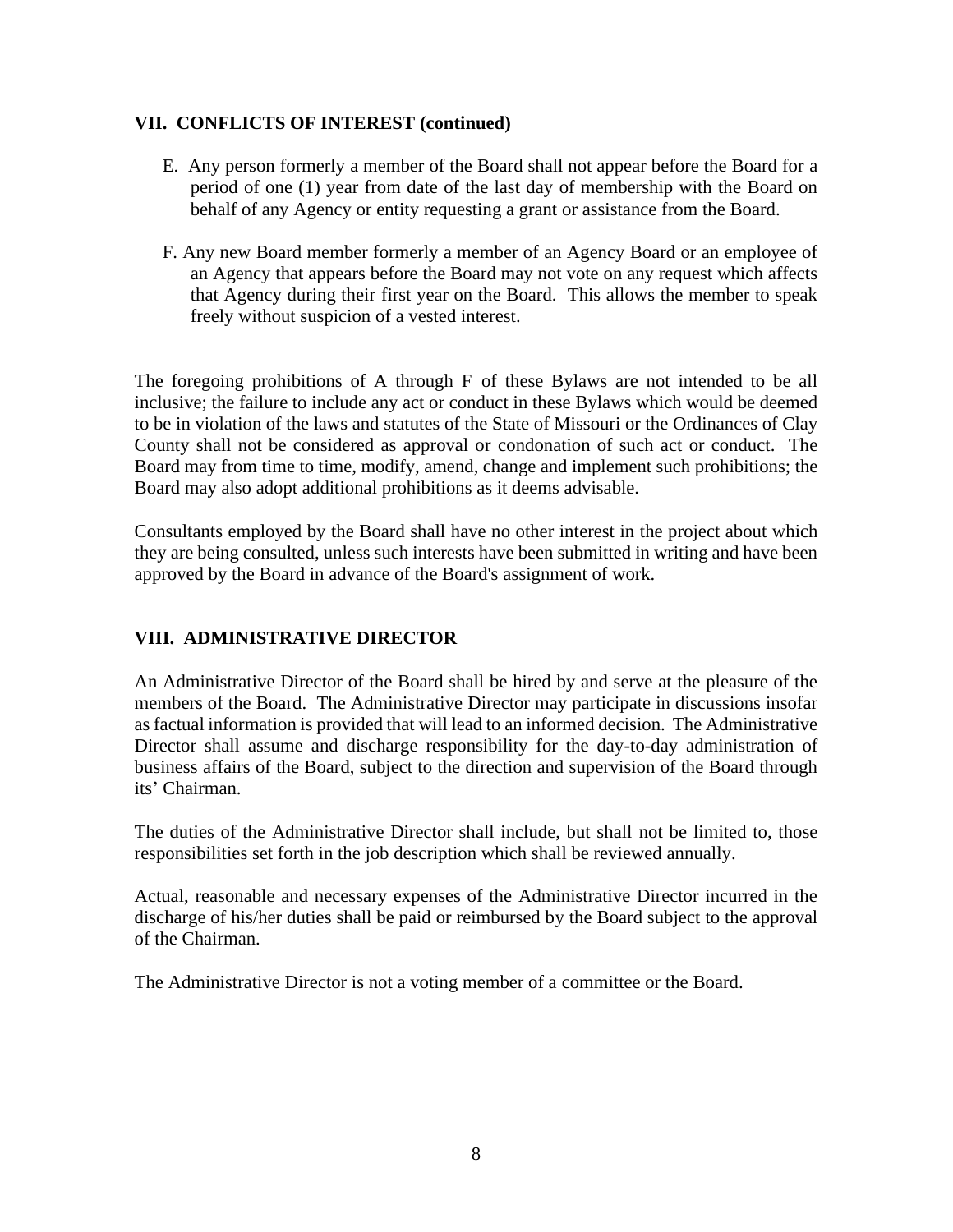## VII. CONFLICTS OF INTEREST (continued)

E. Any person formerly a member of the Board shall not appear before the Board for a period of one (1) year from date of the last day of membership with the Board on behalf of any Agency or entity requesting a grant or assistance from the Board.

F. Any new Board member formerly a member of an Agency Board or an employee of an Agency that appears before the Board may not vote on any request which affects that Agency during their first year on the Board. This allows the member to speak freely without suspicion of a vested interest.

The foregoing prohibitions of A through F of these Bylaws are not intended to be all inclusive; the failure to include any act or conduct in these Bylaws which would be deemed to be in violation of the laws and statutes of the State of Missouri or the Ordinances of Clay County shall not be considered as approval or condonation of such act or conduct. The Board may from time to time, modify, amend, change and implement such prohibitions; the Board may also adopt additional prohibitions as it deems advisable.

Consultants employed by the Board shall have no other interest in the project about which they are being consulted, unless such interests have been submitted in writing and have been approved by the Board in advance of the Board's assignment of work.

## VIII. ADMINISTRATIVE DIRECTOR

An Administrative Director of the Board shall be hired by and serve at the pleasure of the members of the Board. The Administrative Director may participate in discussions insofar as factual information is provided that will lead to an informed decision. The Administrative Director shall assume and discharge responsibility for the day-to-day administration of business affairs of the Board, subject to the direction and supervision of the Board through its' Chairman.

The duties of the Administrative Director shall include, but shall not be limited to, those responsibilities set forth in the job description which shall be reviewed annually.

Actual, reasonable and necessary expenses of the Administrative Director incurred in the discharge of his/her duties shall be paid or reimbursed by the Board subject to the approval of the Chairman.

The Administrative Director is not a voting member of a committee or the Board.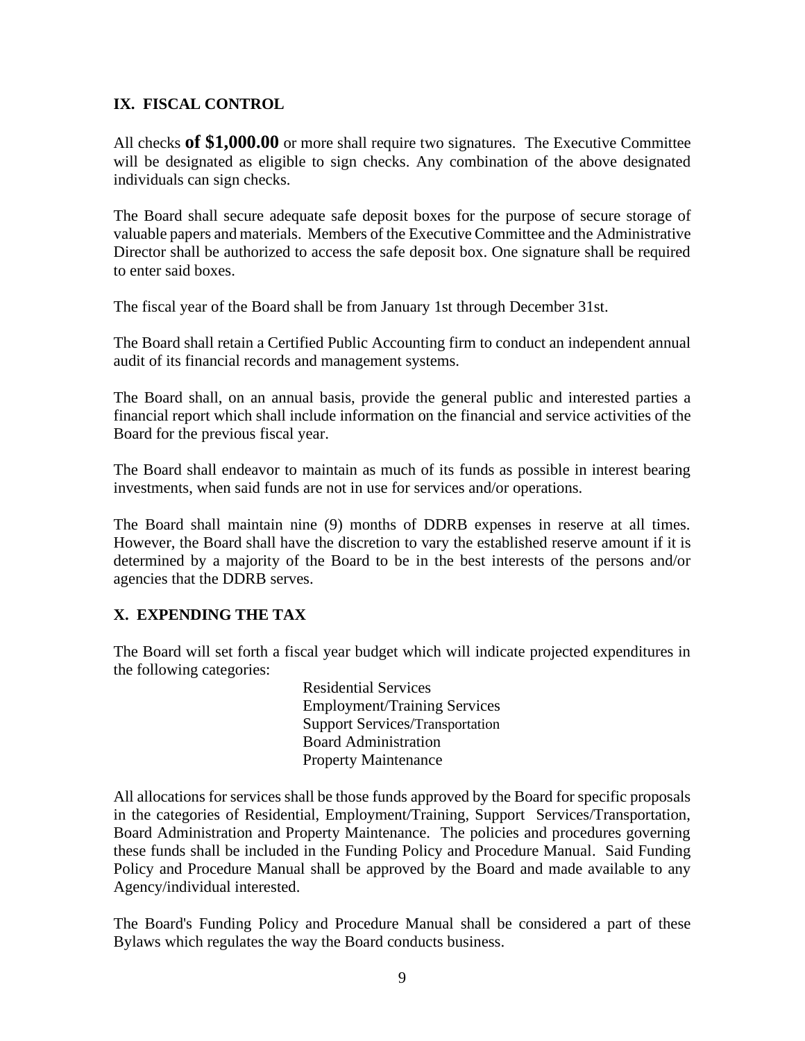## IX. FISCAL CONTROL

All checks **of $1,000.00** or more shall require two signatures. The Executive Committee will be designated as eligible to sign checks. Any combination of the above designated individuals can sign checks.

The Board shall secure adequate safe deposit boxes for the purpose of secure storage of valuable papers and materials. Members of the Executive Committee and the Administrative Director shall be authorized to access the safe deposit box. One signature shall be required to enter said boxes.

The fiscal year of the Board shall be from January 1st through December 31st.

The Board shall retain a Certified Public Accounting firm to conduct an independent annual audit of its financial records and management systems.

The Board shall, on an annual basis, provide the general public and interested parties a financial report which shall include information on the financial and service activities of the Board for the previous fiscal year.

The Board shall endeavor to maintain as much of its funds as possible in interest bearing investments, when said funds are not in use for services and/or operations.

The Board shall maintain nine (9) months of DDRB expenses in reserve at all times. However, the Board shall have the discretion to vary the established reserve amount if it is determined by a majority of the Board to be in the best interests of the persons and/or agencies that the DDRB serves.

## X. EXPENDING THE TAX

The Board will set forth a fiscal year budget which will indicate projected expenditures in the following categories:

- Residential Services
- Employment/Training Services
- Support Services/Transportation
- Board Administration
- Property Maintenance

All allocations for services shall be those funds approved by the Board for specific proposals in the categories of Residential, Employment/Training, Support Services/Transportation, Board Administration and Property Maintenance. The policies and procedures governing these funds shall be included in the Funding Policy and Procedure Manual. Said Funding Policy and Procedure Manual shall be approved by the Board and made available to any Agency/individual interested.

The Board's Funding Policy and Procedure Manual shall be considered a part of these Bylaws which regulates the way the Board conducts business.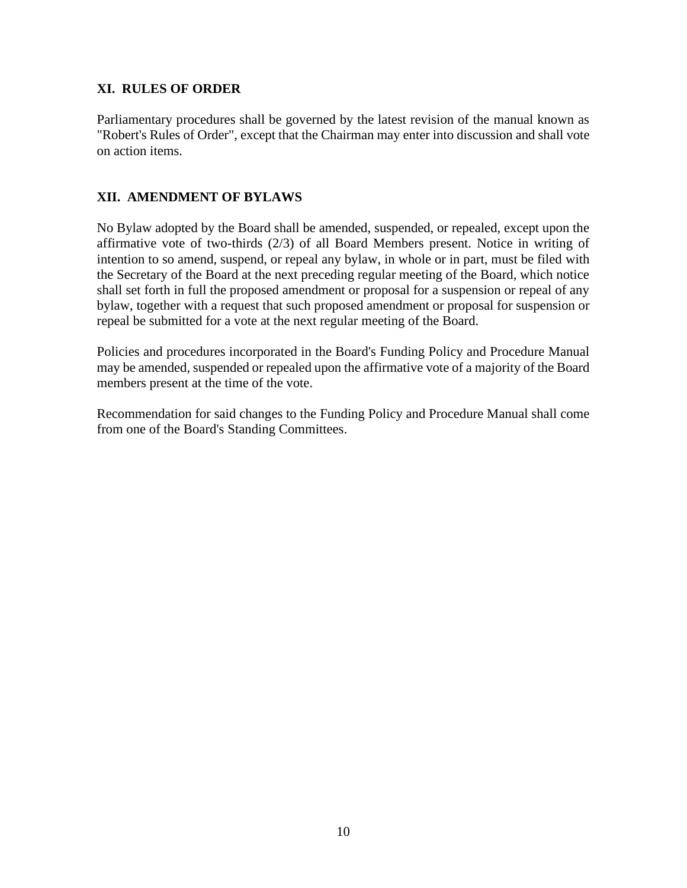## XI. RULES OF ORDER

Parliamentary procedures shall be governed by the latest revision of the manual known as "Robert's Rules of Order", except that the Chairman may enter into discussion and shall vote on action items.

## XII. AMENDMENT OF BYLAWS

No Bylaw adopted by the Board shall be amended, suspended, or repealed, except upon the affirmative vote of two-thirds (2/3) of all Board Members present. Notice in writing of intention to so amend, suspend, or repeal any bylaw, in whole or in part, must be filed with the Secretary of the Board at the next preceding regular meeting of the Board, which notice shall set forth in full the proposed amendment or proposal for a suspension or repeal of any bylaw, together with a request that such proposed amendment or proposal for suspension or repeal be submitted for a vote at the next regular meeting of the Board.

Policies and procedures incorporated in the Board's Funding Policy and Procedure Manual may be amended, suspended or repealed upon the affirmative vote of a majority of the Board members present at the time of the vote.

Recommendation for said changes to the Funding Policy and Procedure Manual shall come from one of the Board's Standing Committees.